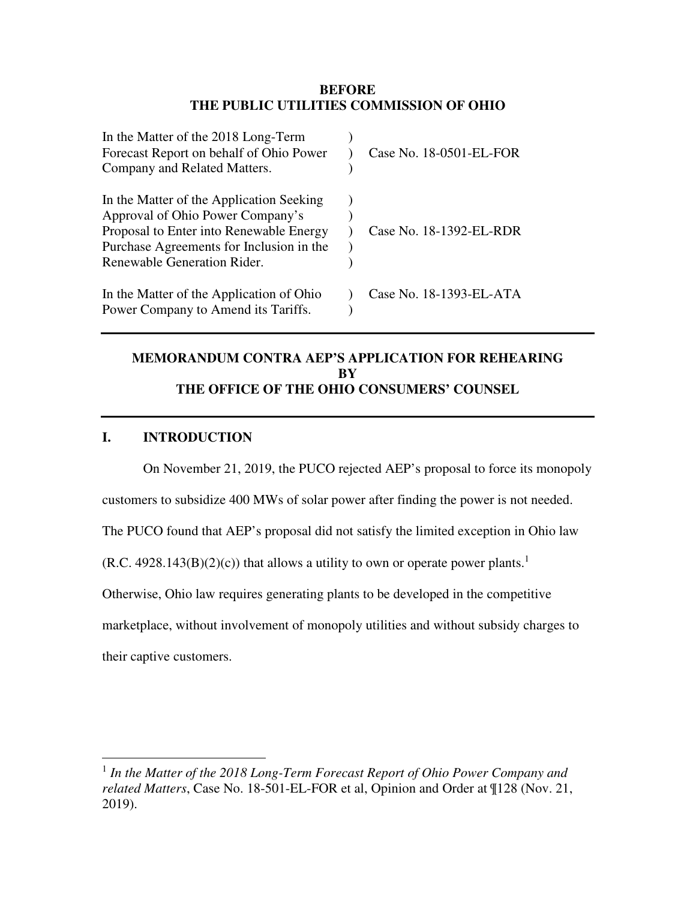**BEFORE**
**THE PUBLIC UTILITIES COMMISSION OF OHIO**

| | | |
|---|---|---|
| In the Matter of the 2018 Long-Term Forecast Report on behalf of Ohio Power Company and Related Matters. | ) | Case No. 18-0501-EL-FOR |
| In the Matter of the Application Seeking Approval of Ohio Power Company's Proposal to Enter into Renewable Energy Purchase Agreements for Inclusion in the Renewable Generation Rider. | ) | Case No. 18-1392-EL-RDR |
| In the Matter of the Application of Ohio Power Company to Amend its Tariffs. | ) | Case No. 18-1393-EL-ATA |

---

**MEMORANDUM CONTRA AEP'S APPLICATION FOR REHEARING BY THE OFFICE OF THE OHIO CONSUMERS' COUNSEL**

---

## I. INTRODUCTION

On November 21, 2019, the PUCO rejected AEP's proposal to force its monopoly customers to subsidize 400 MWs of solar power after finding the power is not needed. The PUCO found that AEP's proposal did not satisfy the limited exception in Ohio law (R.C. 4928.143(B)(2)(c)) that allows a utility to own or operate power plants.[1] Otherwise, Ohio law requires generating plants to be developed in the competitive marketplace, without involvement of monopoly utilities and without subsidy charges to their captive customers.

---

[1] *In the Matter of the 2018 Long-Term Forecast Report of Ohio Power Company and related Matters*, Case No. 18-501-EL-FOR et al, Opinion and Order at ¶128 (Nov. 21, 2019).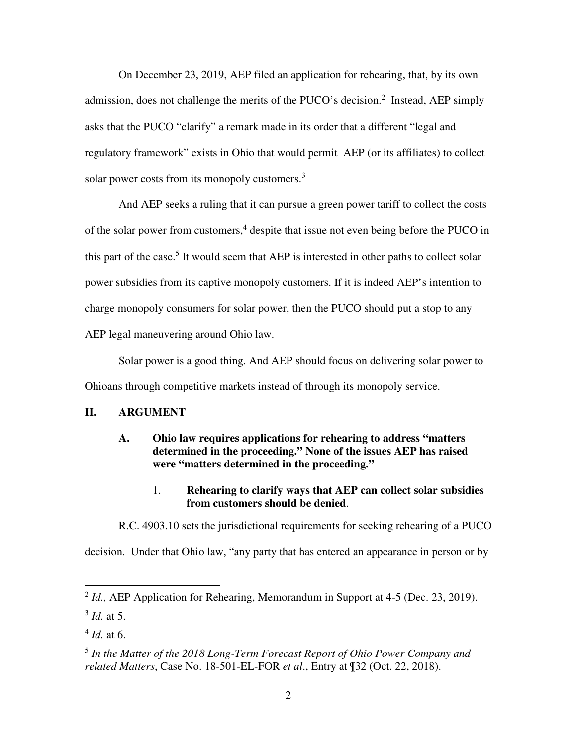On December 23, 2019, AEP filed an application for rehearing, that, by its own admission, does not challenge the merits of the PUCO's decision.[2] Instead, AEP simply asks that the PUCO "clarify" a remark made in its order that a different "legal and regulatory framework" exists in Ohio that would permit AEP (or its affiliates) to collect solar power costs from its monopoly customers.[3]

And AEP seeks a ruling that it can pursue a green power tariff to collect the costs of the solar power from customers,[4] despite that issue not even being before the PUCO in this part of the case.[5] It would seem that AEP is interested in other paths to collect solar power subsidies from its captive monopoly customers. If it is indeed AEP's intention to charge monopoly consumers for solar power, then the PUCO should put a stop to any AEP legal maneuvering around Ohio law.

Solar power is a good thing. And AEP should focus on delivering solar power to Ohioans through competitive markets instead of through its monopoly service.

## II. ARGUMENT

### A. Ohio law requires applications for rehearing to address "matters determined in the proceeding." None of the issues AEP has raised were "matters determined in the proceeding."

#### 1. Rehearing to clarify ways that AEP can collect solar subsidies from customers should be denied.

R.C. 4903.10 sets the jurisdictional requirements for seeking rehearing of a PUCO decision. Under that Ohio law, "any party that has entered an appearance in person or by

---

[2] *Id.,* AEP Application for Rehearing, Memorandum in Support at 4-5 (Dec. 23, 2019).

[3] *Id.* at 5.

[4] *Id.* at 6.

[5] *In the Matter of the 2018 Long-Term Forecast Report of Ohio Power Company and related Matters*, Case No. 18-501-EL-FOR *et al*., Entry at ¶32 (Oct. 22, 2018).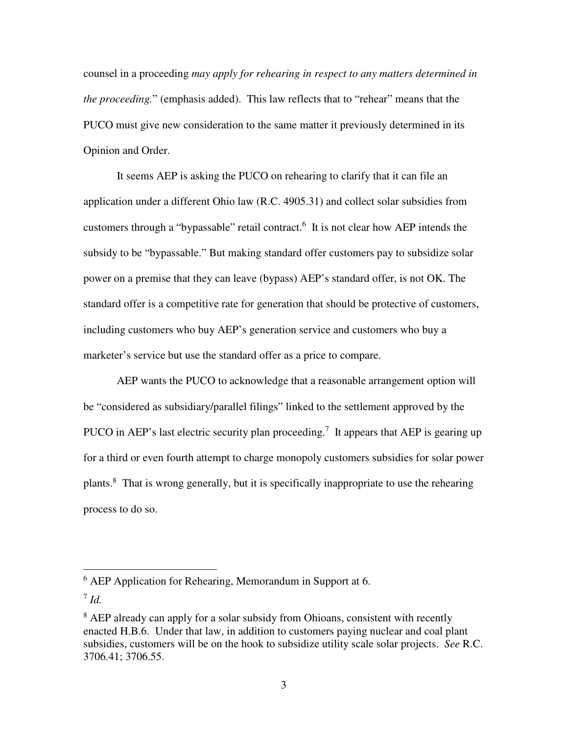counsel in a proceeding *may apply for rehearing in respect to any matters determined in the proceeding.*" (emphasis added). This law reflects that to "rehear" means that the PUCO must give new consideration to the same matter it previously determined in its Opinion and Order.

It seems AEP is asking the PUCO on rehearing to clarify that it can file an application under a different Ohio law (R.C. 4905.31) and collect solar subsidies from customers through a "bypassable" retail contract.[6] It is not clear how AEP intends the subsidy to be "bypassable." But making standard offer customers pay to subsidize solar power on a premise that they can leave (bypass) AEP's standard offer, is not OK. The standard offer is a competitive rate for generation that should be protective of customers, including customers who buy AEP's generation service and customers who buy a marketer's service but use the standard offer as a price to compare.

AEP wants the PUCO to acknowledge that a reasonable arrangement option will be "considered as subsidiary/parallel filings" linked to the settlement approved by the PUCO in AEP's last electric security plan proceeding.[7] It appears that AEP is gearing up for a third or even fourth attempt to charge monopoly customers subsidies for solar power plants.[8] That is wrong generally, but it is specifically inappropriate to use the rehearing process to do so.

---

[6] AEP Application for Rehearing, Memorandum in Support at 6.

[7] *Id.*

[8] AEP already can apply for a solar subsidy from Ohioans, consistent with recently enacted H.B.6. Under that law, in addition to customers paying nuclear and coal plant subsidies, customers will be on the hook to subsidize utility scale solar projects. *See* R.C. 3706.41; 3706.55.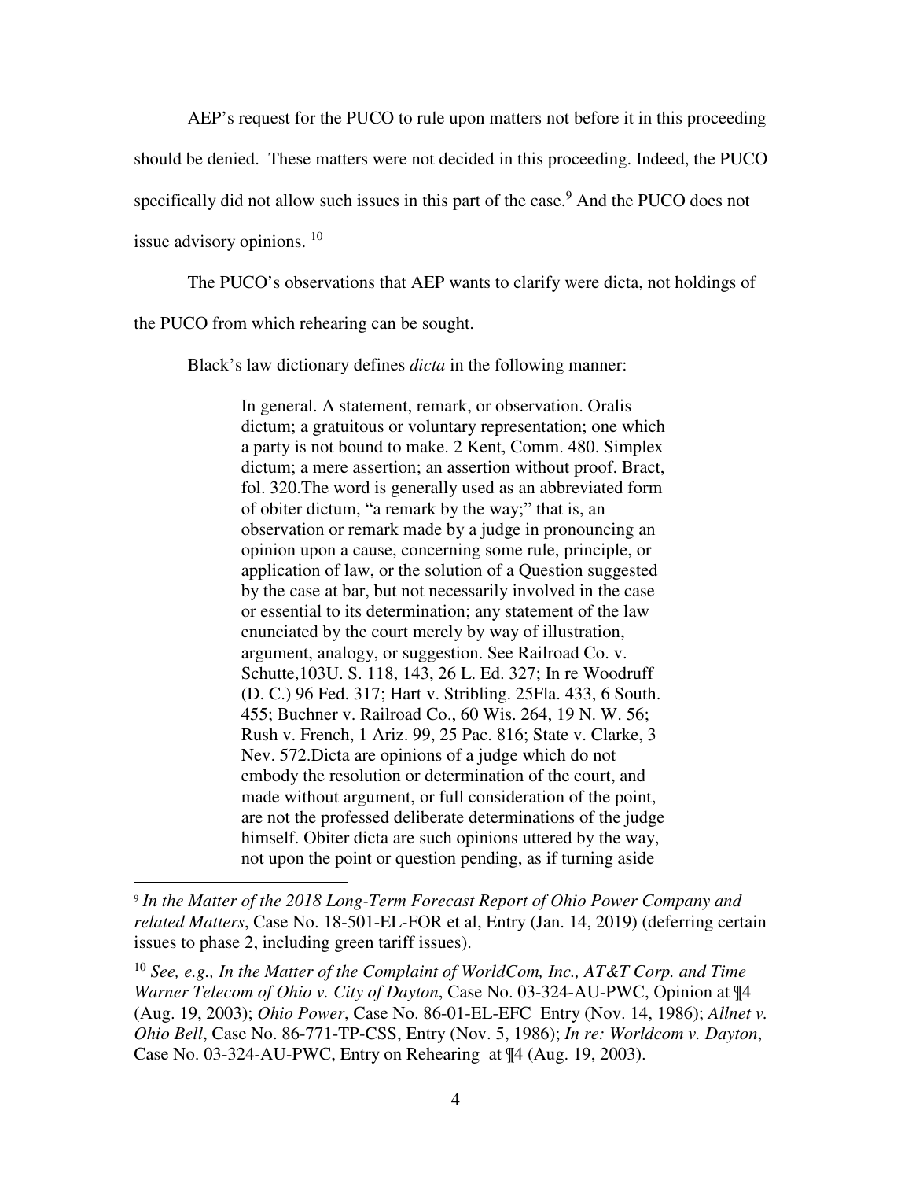AEP's request for the PUCO to rule upon matters not before it in this proceeding should be denied. These matters were not decided in this proceeding. Indeed, the PUCO specifically did not allow such issues in this part of the case.[9] And the PUCO does not issue advisory opinions. [10]

The PUCO's observations that AEP wants to clarify were dicta, not holdings of the PUCO from which rehearing can be sought.

Black's law dictionary defines *dicta* in the following manner:

> In general. A statement, remark, or observation. Oralis dictum; a gratuitous or voluntary representation; one which a party is not bound to make. 2 Kent, Comm. 480. Simplex dictum; a mere assertion; an assertion without proof. Bract, fol. 320.The word is generally used as an abbreviated form of obiter dictum, "a remark by the way;" that is, an observation or remark made by a judge in pronouncing an opinion upon a cause, concerning some rule, principle, or application of law, or the solution of a Question suggested by the case at bar, but not necessarily involved in the case or essential to its determination; any statement of the law enunciated by the court merely by way of illustration, argument, analogy, or suggestion. See Railroad Co. v. Schutte,103U. S. 118, 143, 26 L. Ed. 327; In re Woodruff (D. C.) 96 Fed. 317; Hart v. Stribling. 25Fla. 433, 6 South. 455; Buchner v. Railroad Co., 60 Wis. 264, 19 N. W. 56; Rush v. French, 1 Ariz. 99, 25 Pac. 816; State v. Clarke, 3 Nev. 572.Dicta are opinions of a judge which do not embody the resolution or determination of the court, and made without argument, or full consideration of the point, are not the professed deliberate determinations of the judge himself. Obiter dicta are such opinions uttered by the way, not upon the point or question pending, as if turning aside

---

[9] *In the Matter of the 2018 Long-Term Forecast Report of Ohio Power Company and related Matters*, Case No. 18-501-EL-FOR et al, Entry (Jan. 14, 2019) (deferring certain issues to phase 2, including green tariff issues).

[10] *See, e.g., In the Matter of the Complaint of WorldCom, Inc., AT&T Corp. and Time Warner Telecom of Ohio v. City of Dayton*, Case No. 03-324-AU-PWC, Opinion at ¶4 (Aug. 19, 2003); *Ohio Power*, Case No. 86-01-EL-EFC Entry (Nov. 14, 1986); *Allnet v. Ohio Bell*, Case No. 86-771-TP-CSS, Entry (Nov. 5, 1986); *In re: Worldcom v. Dayton*, Case No. 03-324-AU-PWC, Entry on Rehearing at ¶4 (Aug. 19, 2003).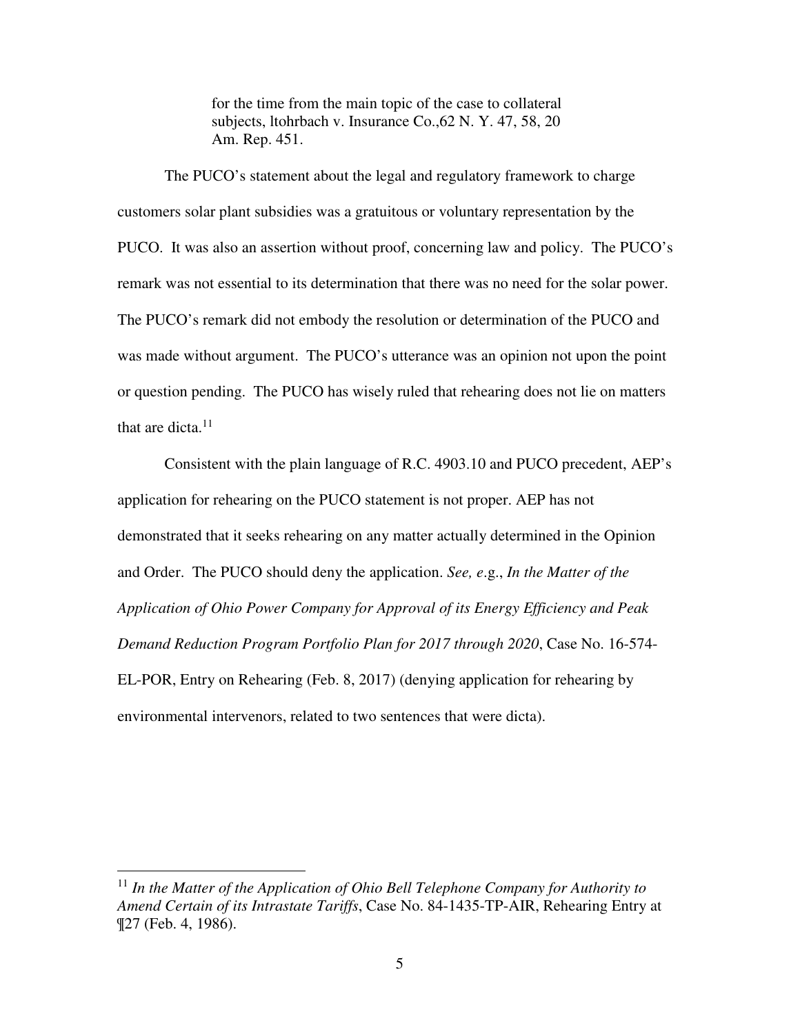> for the time from the main topic of the case to collateral subjects, ltohrbach v. Insurance Co.,62 N. Y. 47, 58, 20 Am. Rep. 451.

The PUCO's statement about the legal and regulatory framework to charge customers solar plant subsidies was a gratuitous or voluntary representation by the PUCO. It was also an assertion without proof, concerning law and policy. The PUCO's remark was not essential to its determination that there was no need for the solar power. The PUCO's remark did not embody the resolution or determination of the PUCO and was made without argument. The PUCO's utterance was an opinion not upon the point or question pending. The PUCO has wisely ruled that rehearing does not lie on matters that are dicta.[11]

Consistent with the plain language of R.C. 4903.10 and PUCO precedent, AEP's application for rehearing on the PUCO statement is not proper. AEP has not demonstrated that it seeks rehearing on any matter actually determined in the Opinion and Order. The PUCO should deny the application. *See, e.*g., *In the Matter of the Application of Ohio Power Company for Approval of its Energy Efficiency and Peak Demand Reduction Program Portfolio Plan for 2017 through 2020*, Case No. 16-574-EL-POR, Entry on Rehearing (Feb. 8, 2017) (denying application for rehearing by environmental intervenors, related to two sentences that were dicta).

---

[11] *In the Matter of the Application of Ohio Bell Telephone Company for Authority to Amend Certain of its Intrastate Tariffs*, Case No. 84-1435-TP-AIR, Rehearing Entry at ¶27 (Feb. 4, 1986).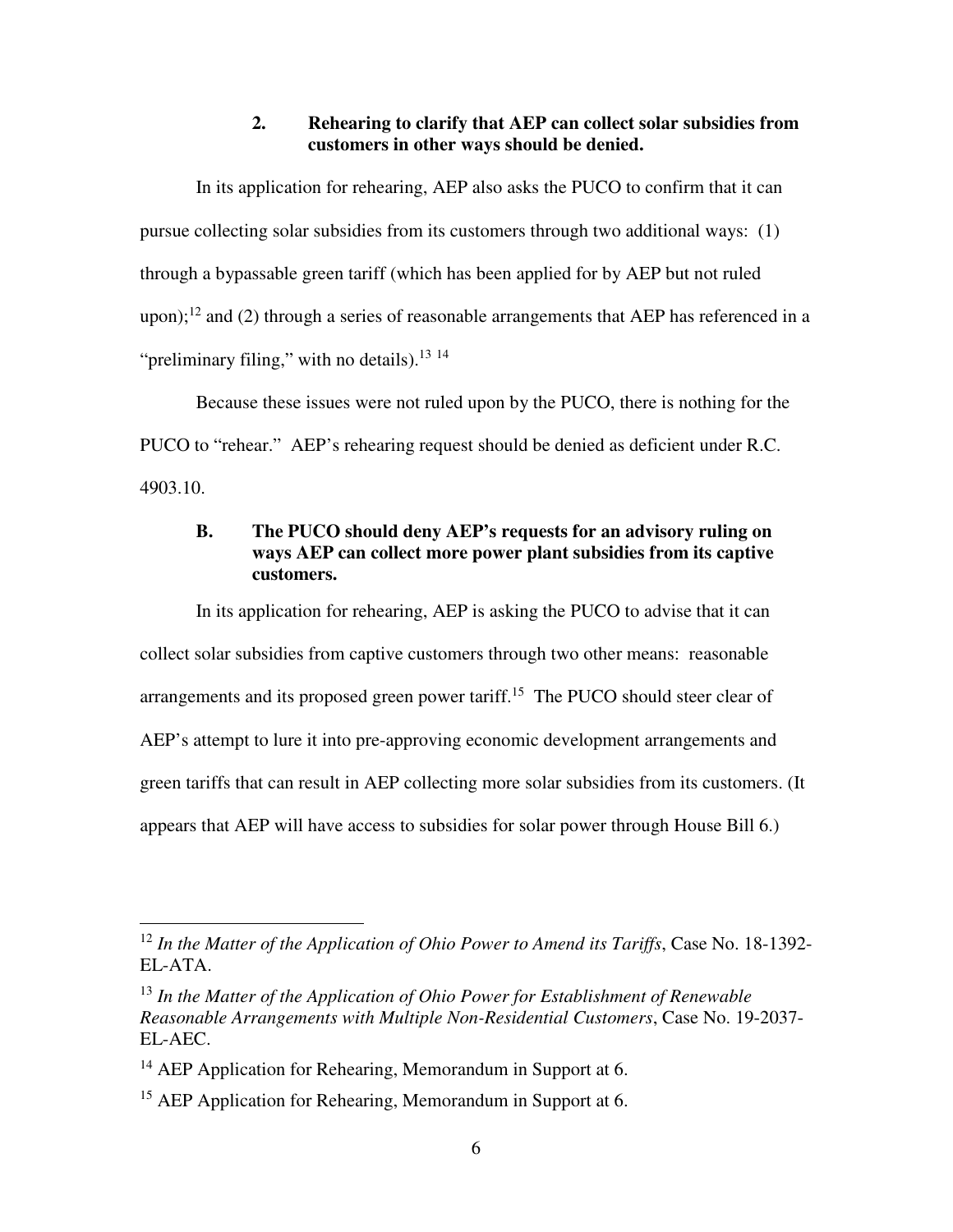### 2. Rehearing to clarify that AEP can collect solar subsidies from customers in other ways should be denied.

In its application for rehearing, AEP also asks the PUCO to confirm that it can pursue collecting solar subsidies from its customers through two additional ways: (1) through a bypassable green tariff (which has been applied for by AEP but not ruled upon);[12] and (2) through a series of reasonable arrangements that AEP has referenced in a "preliminary filing," with no details).[13] [14]

Because these issues were not ruled upon by the PUCO, there is nothing for the PUCO to "rehear." AEP's rehearing request should be denied as deficient under R.C. 4903.10.

## B. The PUCO should deny AEP's requests for an advisory ruling on ways AEP can collect more power plant subsidies from its captive customers.

In its application for rehearing, AEP is asking the PUCO to advise that it can collect solar subsidies from captive customers through two other means: reasonable arrangements and its proposed green power tariff.[15] The PUCO should steer clear of AEP's attempt to lure it into pre-approving economic development arrangements and green tariffs that can result in AEP collecting more solar subsidies from its customers. (It appears that AEP will have access to subsidies for solar power through House Bill 6.)

---

[12] *In the Matter of the Application of Ohio Power to Amend its Tariffs*, Case No. 18-1392-EL-ATA.

[13] *In the Matter of the Application of Ohio Power for Establishment of Renewable Reasonable Arrangements with Multiple Non-Residential Customers*, Case No. 19-2037-EL-AEC.

[14] AEP Application for Rehearing, Memorandum in Support at 6.

[15] AEP Application for Rehearing, Memorandum in Support at 6.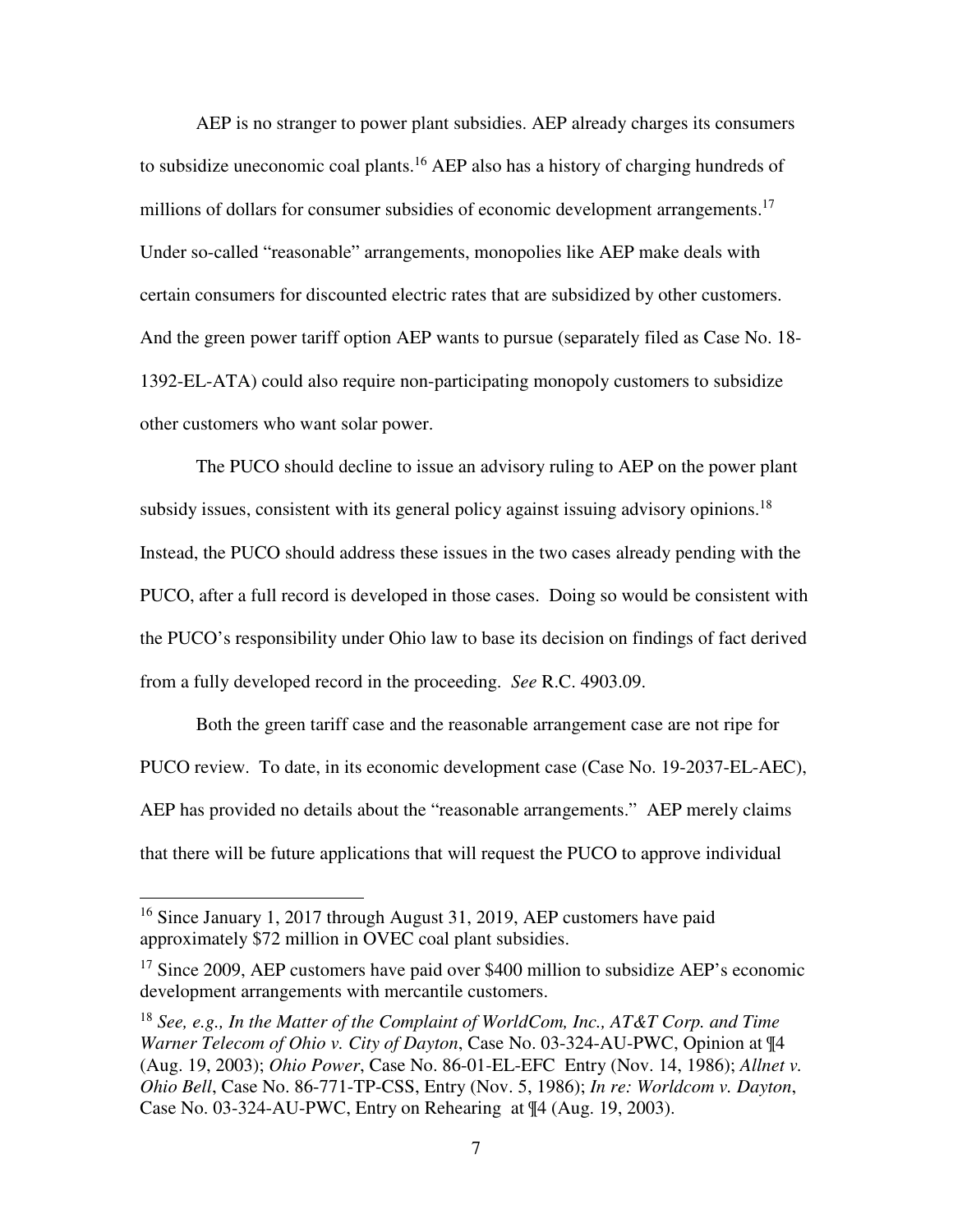AEP is no stranger to power plant subsidies. AEP already charges its consumers to subsidize uneconomic coal plants.[16] AEP also has a history of charging hundreds of millions of dollars for consumer subsidies of economic development arrangements.[17] Under so-called "reasonable" arrangements, monopolies like AEP make deals with certain consumers for discounted electric rates that are subsidized by other customers. And the green power tariff option AEP wants to pursue (separately filed as Case No. 18-1392-EL-ATA) could also require non-participating monopoly customers to subsidize other customers who want solar power.

The PUCO should decline to issue an advisory ruling to AEP on the power plant subsidy issues, consistent with its general policy against issuing advisory opinions.[18] Instead, the PUCO should address these issues in the two cases already pending with the PUCO, after a full record is developed in those cases. Doing so would be consistent with the PUCO's responsibility under Ohio law to base its decision on findings of fact derived from a fully developed record in the proceeding. *See* R.C. 4903.09.

Both the green tariff case and the reasonable arrangement case are not ripe for PUCO review. To date, in its economic development case (Case No. 19-2037-EL-AEC), AEP has provided no details about the "reasonable arrangements." AEP merely claims that there will be future applications that will request the PUCO to approve individual

---

[16] Since January 1, 2017 through August 31, 2019, AEP customers have paid approximately $72 million in OVEC coal plant subsidies.

[17] Since 2009, AEP customers have paid over $400 million to subsidize AEP's economic development arrangements with mercantile customers.

[18] *See, e.g., In the Matter of the Complaint of WorldCom, Inc., AT&T Corp. and Time Warner Telecom of Ohio v. City of Dayton*, Case No. 03-324-AU-PWC, Opinion at ¶4 (Aug. 19, 2003); *Ohio Power*, Case No. 86-01-EL-EFC Entry (Nov. 14, 1986); *Allnet v. Ohio Bell*, Case No. 86-771-TP-CSS, Entry (Nov. 5, 1986); *In re: Worldcom v. Dayton*, Case No. 03-324-AU-PWC, Entry on Rehearing at ¶4 (Aug. 19, 2003).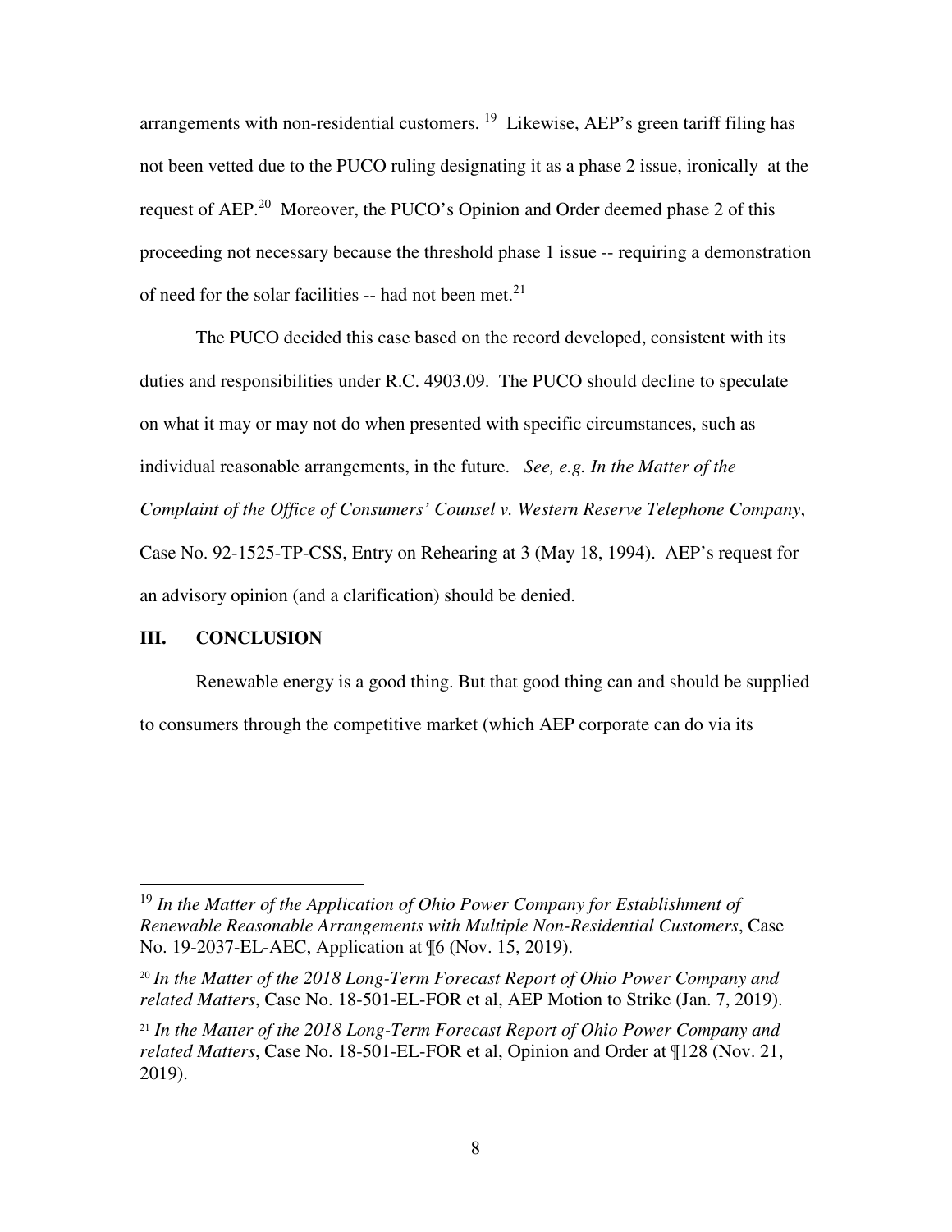arrangements with non-residential customers. [19] Likewise, AEP's green tariff filing has not been vetted due to the PUCO ruling designating it as a phase 2 issue, ironically at the request of AEP.[20] Moreover, the PUCO's Opinion and Order deemed phase 2 of this proceeding not necessary because the threshold phase 1 issue -- requiring a demonstration of need for the solar facilities -- had not been met.[21]

The PUCO decided this case based on the record developed, consistent with its duties and responsibilities under R.C. 4903.09. The PUCO should decline to speculate on what it may or may not do when presented with specific circumstances, such as individual reasonable arrangements, in the future. *See, e.g. In the Matter of the Complaint of the Office of Consumers' Counsel v. Western Reserve Telephone Company*, Case No. 92-1525-TP-CSS, Entry on Rehearing at 3 (May 18, 1994). AEP's request for an advisory opinion (and a clarification) should be denied.

## III. CONCLUSION

Renewable energy is a good thing. But that good thing can and should be supplied to consumers through the competitive market (which AEP corporate can do via its

---

[19] *In the Matter of the Application of Ohio Power Company for Establishment of Renewable Reasonable Arrangements with Multiple Non-Residential Customers*, Case No. 19-2037-EL-AEC, Application at ¶6 (Nov. 15, 2019).

[20] *In the Matter of the 2018 Long-Term Forecast Report of Ohio Power Company and related Matters*, Case No. 18-501-EL-FOR et al, AEP Motion to Strike (Jan. 7, 2019).

[21] *In the Matter of the 2018 Long-Term Forecast Report of Ohio Power Company and related Matters*, Case No. 18-501-EL-FOR et al, Opinion and Order at ¶128 (Nov. 21, 2019).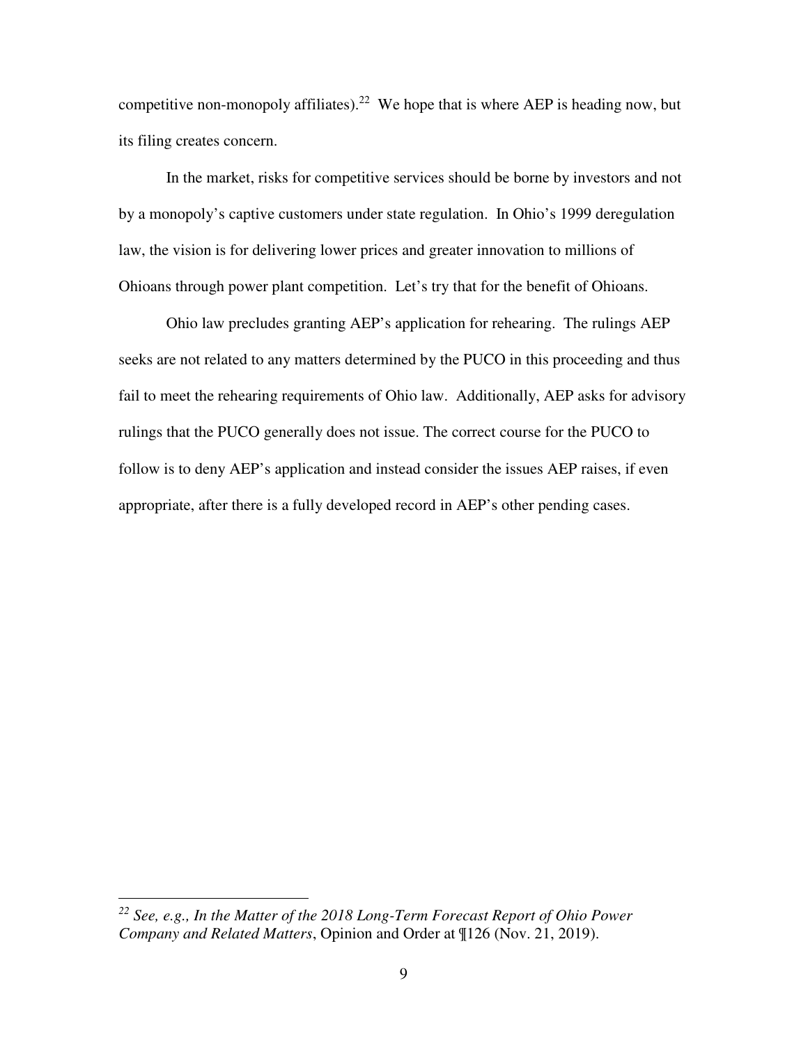competitive non-monopoly affiliates).[22] We hope that is where AEP is heading now, but its filing creates concern.

In the market, risks for competitive services should be borne by investors and not by a monopoly's captive customers under state regulation. In Ohio's 1999 deregulation law, the vision is for delivering lower prices and greater innovation to millions of Ohioans through power plant competition. Let's try that for the benefit of Ohioans.

Ohio law precludes granting AEP's application for rehearing. The rulings AEP seeks are not related to any matters determined by the PUCO in this proceeding and thus fail to meet the rehearing requirements of Ohio law. Additionally, AEP asks for advisory rulings that the PUCO generally does not issue. The correct course for the PUCO to follow is to deny AEP's application and instead consider the issues AEP raises, if even appropriate, after there is a fully developed record in AEP's other pending cases.

---

[22] *See, e.g., In the Matter of the 2018 Long-Term Forecast Report of Ohio Power Company and Related Matters*, Opinion and Order at ¶126 (Nov. 21, 2019).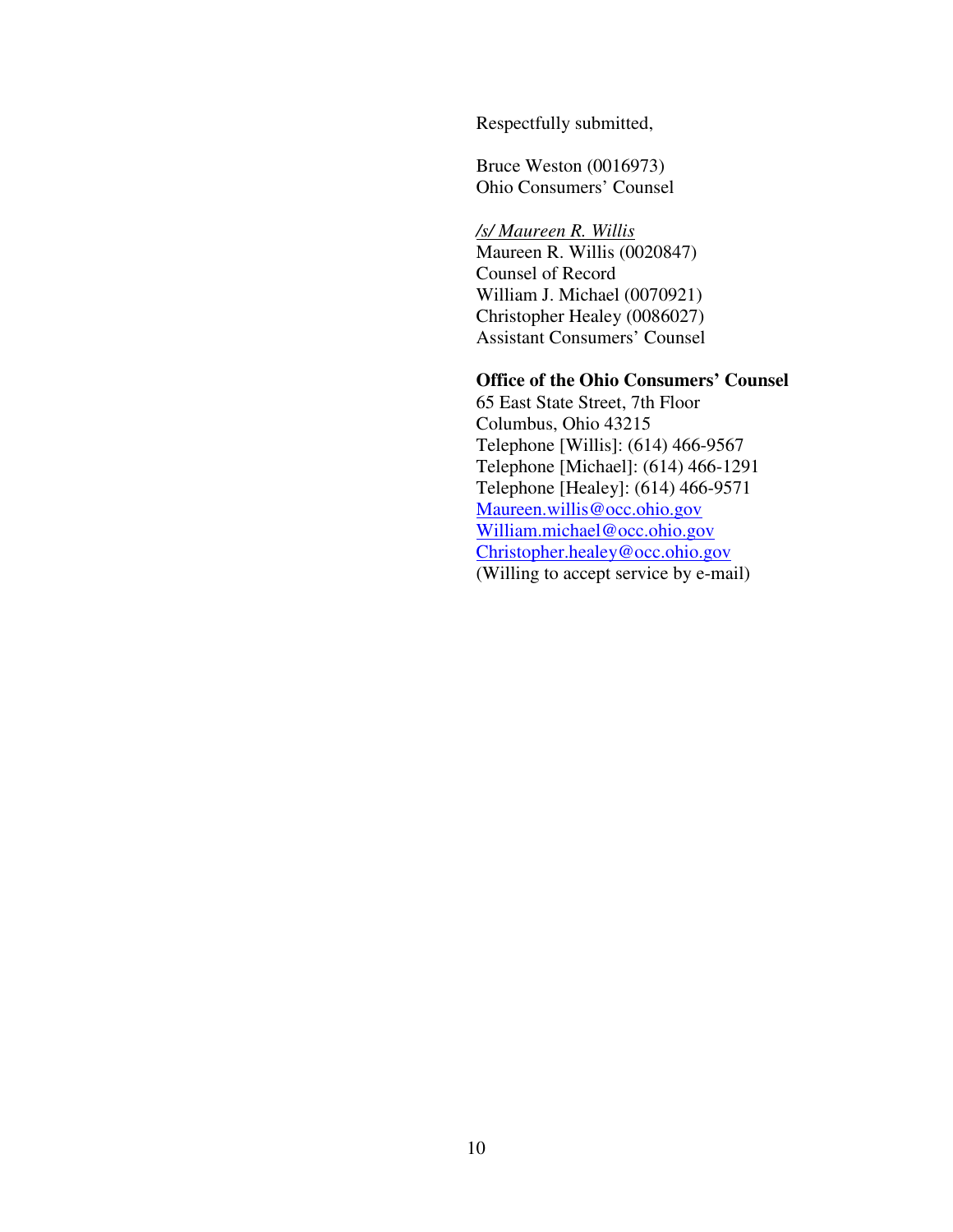Respectfully submitted,

Bruce Weston (0016973)
Ohio Consumers' Counsel

*/s/ Maureen R. Willis*
Maureen R. Willis (0020847)
Counsel of Record
William J. Michael (0070921)
Christopher Healey (0086027)
Assistant Consumers' Counsel

**Office of the Ohio Consumers' Counsel**
65 East State Street, 7th Floor
Columbus, Ohio 43215
Telephone [Willis]: (614) 466-9567
Telephone [Michael]: (614) 466-1291
Telephone [Healey]: (614) 466-9571
Maureen.willis@occ.ohio.gov
William.michael@occ.ohio.gov
Christopher.healey@occ.ohio.gov
(Willing to accept service by e-mail)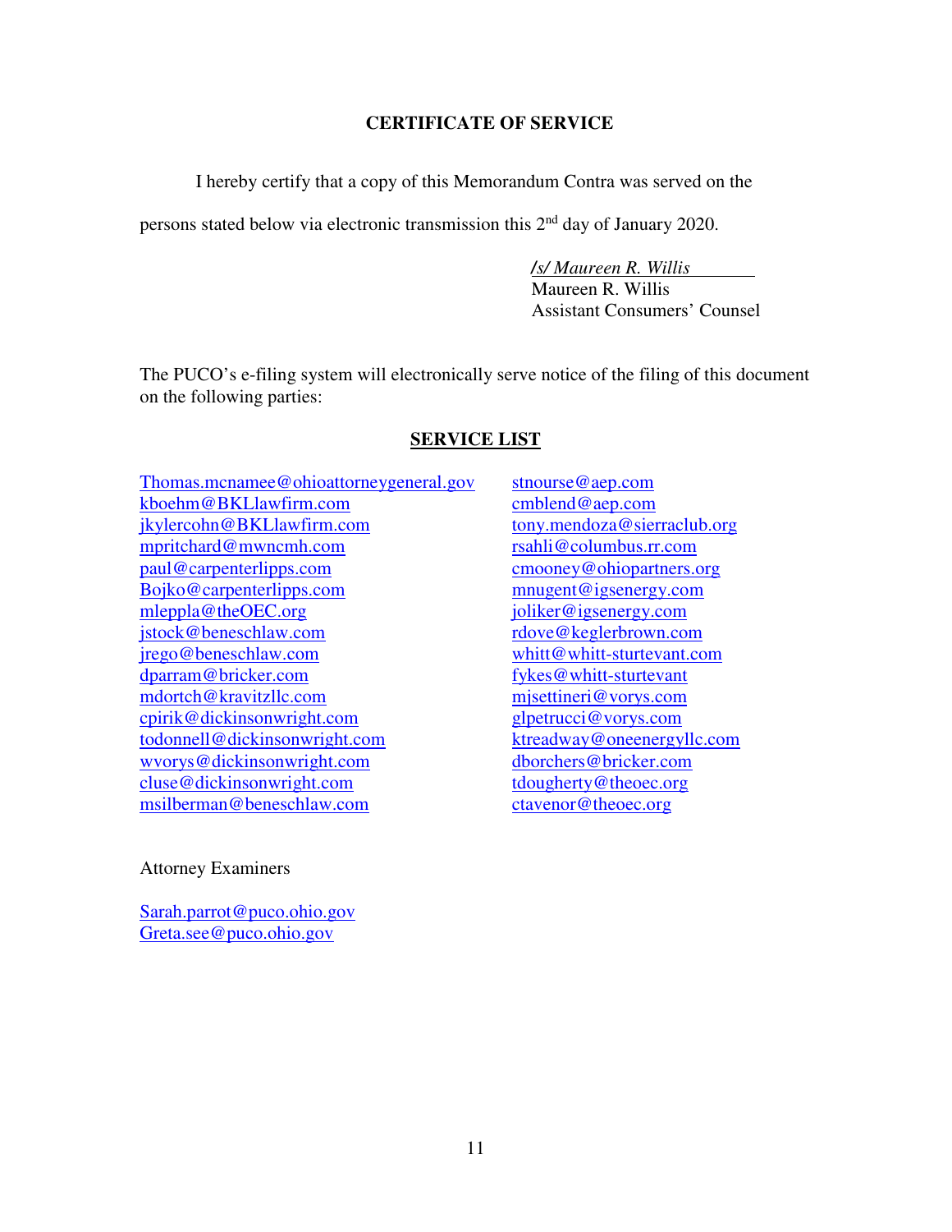## CERTIFICATE OF SERVICE

I hereby certify that a copy of this Memorandum Contra was served on the persons stated below via electronic transmission this 2nd day of January 2020.

*/s/ Maureen R. Willis*
Maureen R. Willis
Assistant Consumers' Counsel

The PUCO's e-filing system will electronically serve notice of the filing of this document on the following parties:

## SERVICE LIST

Thomas.mcnamee@ohioattorneygeneral.gov
kboehm@BKLlawfirm.com
jkylercohn@BKLlawfirm.com
mpritchard@mwncmh.com
paul@carpenterlipps.com
Bojko@carpenterlipps.com
mleppla@theOEC.org
jstock@beneschlaw.com
jrego@beneschlaw.com
dparram@bricker.com
mdortch@kravitzllc.com
cpirik@dickinsonwright.com
todonnell@dickinsonwright.com
wvorys@dickinsonwright.com
cluse@dickinsonwright.com
msilberman@beneschlaw.com

stnourse@aep.com
cmblend@aep.com
tony.mendoza@sierraclub.org
rsahli@columbus.rr.com
cmooney@ohiopartners.org
mnugent@igsenergy.com
joliker@igsenergy.com
rdove@keglerbrown.com
whitt@whitt-sturtevant.com
fykes@whitt-sturtevant
mjsettineri@vorys.com
glpetrucci@vorys.com
ktreadway@oneenergyllc.com
dborchers@bricker.com
tdougherty@theoec.org
ctavenor@theoec.org

Attorney Examiners

Sarah.parrot@puco.ohio.gov
Greta.see@puco.ohio.gov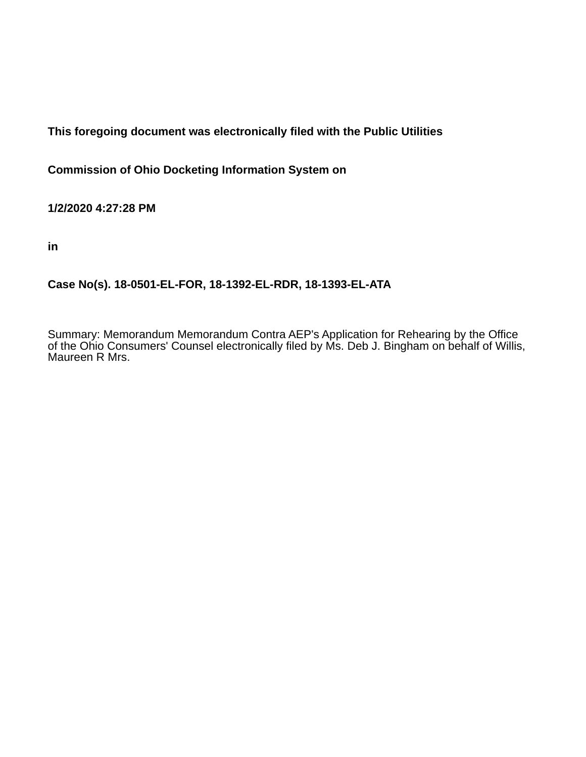**This foregoing document was electronically filed with the Public Utilities**

**Commission of Ohio Docketing Information System on**

**1/2/2020 4:27:28 PM**

**in**

**Case No(s). 18-0501-EL-FOR, 18-1392-EL-RDR, 18-1393-EL-ATA**

Summary: Memorandum Memorandum Contra AEP's Application for Rehearing by the Office of the Ohio Consumers' Counsel electronically filed by Ms. Deb J. Bingham on behalf of Willis, Maureen R Mrs.